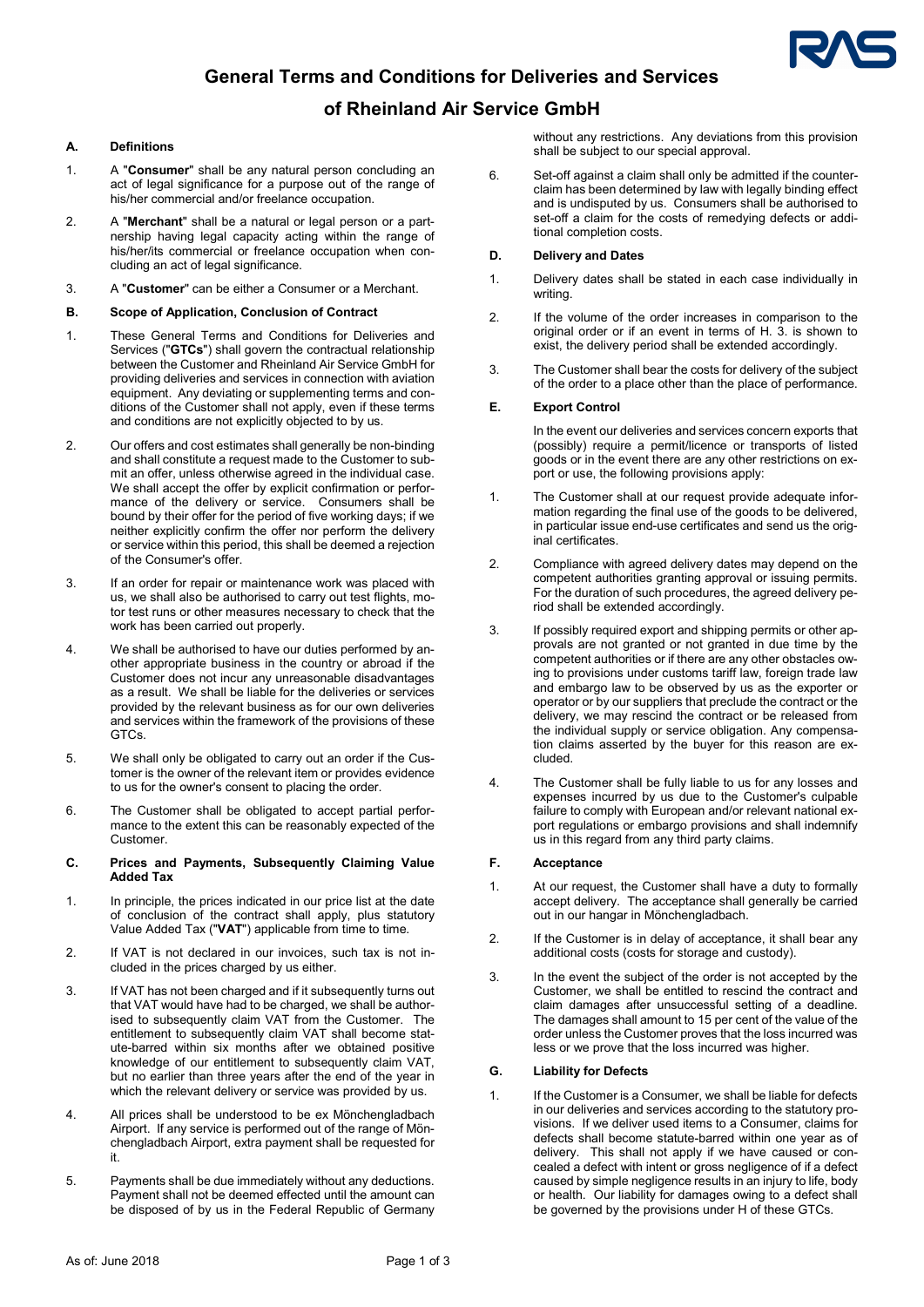# General Terms and Conditions for Deliveries and Services of Rheinland Air Service GmbH

## A. Definitions

1. A "**Consumer**" shall be any natural person concluding an act of legal significance for a purpose out of the range of his/her commercial and/or freelance occupation.

2. A "**Merchant**" shall be a natural or legal person or a partnership having legal capacity acting within the range of his/her/its commercial or freelance occupation when concluding an act of legal significance.

3. A "**Customer**" can be either a Consumer or a Merchant.

## B. Scope of Application, Conclusion of Contract

1. These General Terms and Conditions for Deliveries and Services ("**GTCs**") shall govern the contractual relationship between the Customer and Rheinland Air Service GmbH for providing deliveries and services in connection with aviation equipment. Any deviating or supplementing terms and conditions of the Customer shall not apply, even if these terms and conditions are not explicitly objected to by us.

2. Our offers and cost estimates shall generally be non-binding and shall constitute a request made to the Customer to submit an offer, unless otherwise agreed in the individual case. We shall accept the offer by explicit confirmation or performance of the delivery or service. Consumers shall be bound by their offer for the period of five working days; if we neither explicitly confirm the offer nor perform the delivery or service within this period, this shall be deemed a rejection of the Consumer's offer.

3. If an order for repair or maintenance work was placed with us, we shall also be authorised to carry out test flights, motor test runs or other measures necessary to check that the work has been carried out properly.

4. We shall be authorised to have our duties performed by another appropriate business in the country or abroad if the Customer does not incur any unreasonable disadvantages as a result. We shall be liable for the deliveries or services provided by the relevant business as for our own deliveries and services within the framework of the provisions of these GTCs.

5. We shall only be obligated to carry out an order if the Customer is the owner of the relevant item or provides evidence to us for the owner's consent to placing the order.

6. The Customer shall be obligated to accept partial performance to the extent this can be reasonably expected of the Customer.

## C. Prices and Payments, Subsequently Claiming Value Added Tax

1. In principle, the prices indicated in our price list at the date of conclusion of the contract shall apply, plus statutory Value Added Tax ("**VAT**") applicable from time to time.

2. If VAT is not declared in our invoices, such tax is not included in the prices charged by us either.

3. If VAT has not been charged and if it subsequently turns out that VAT would have had to be charged, we shall be authorised to subsequently claim VAT from the Customer. The entitlement to subsequently claim VAT shall become statute-barred within six months after we obtained positive knowledge of our entitlement to subsequently claim VAT, but no earlier than three years after the end of the year in which the relevant delivery or service was provided by us.

4. All prices shall be understood to be ex Mönchengladbach Airport. If any service is performed out of the range of Mönchengladbach Airport, extra payment shall be requested for it.

5. Payments shall be due immediately without any deductions. Payment shall not be deemed effected until the amount can be disposed of by us in the Federal Republic of Germany without any restrictions. Any deviations from this provision shall be subject to our special approval.

6. Set-off against a claim shall only be admitted if the counterclaim has been determined by law with legally binding effect and is undisputed by us. Consumers shall be authorised to set-off a claim for the costs of remedying defects or additional completion costs.

## D. Delivery and Dates

1. Delivery dates shall be stated in each case individually in writing.

2. If the volume of the order increases in comparison to the original order or if an event in terms of H. 3. is shown to exist, the delivery period shall be extended accordingly.

3. The Customer shall bear the costs for delivery of the subject of the order to a place other than the place of performance.

## E. Export Control

In the event our deliveries and services concern exports that (possibly) require a permit/licence or transports of listed goods or in the event there are any other restrictions on export or use, the following provisions apply:

1. The Customer shall at our request provide adequate information regarding the final use of the goods to be delivered, in particular issue end-use certificates and send us the original certificates.

2. Compliance with agreed delivery dates may depend on the competent authorities granting approval or issuing permits. For the duration of such procedures, the agreed delivery period shall be extended accordingly.

3. If possibly required export and shipping permits or other approvals are not granted or not granted in due time by the competent authorities or if there are any other obstacles owing to provisions under customs tariff law, foreign trade law and embargo law to be observed by us as the exporter or operator or by our suppliers that preclude the contract or the delivery, we may rescind the contract or be released from the individual supply or service obligation. Any compensation claims asserted by the buyer for this reason are excluded.

4. The Customer shall be fully liable to us for any losses and expenses incurred by us due to the Customer's culpable failure to comply with European and/or relevant national export regulations or embargo provisions and shall indemnify us in this regard from any third party claims.

## F. Acceptance

1. At our request, the Customer shall have a duty to formally accept delivery. The acceptance shall generally be carried out in our hangar in Mönchengladbach.

2. If the Customer is in delay of acceptance, it shall bear any additional costs (costs for storage and custody).

3. In the event the subject of the order is not accepted by the Customer, we shall be entitled to rescind the contract and claim damages after unsuccessful setting of a deadline. The damages shall amount to 15 per cent of the value of the order unless the Customer proves that the loss incurred was less or we prove that the loss incurred was higher.

## G. Liability for Defects

1. If the Customer is a Consumer, we shall be liable for defects in our deliveries and services according to the statutory provisions. If we deliver used items to a Consumer, claims for defects shall become statute-barred within one year as of delivery. This shall not apply if we have caused or concealed a defect with intent or gross negligence of if a defect caused by simple negligence results in an injury to life, body or health. Our liability for damages owing to a defect shall be governed by the provisions under H of these GTCs.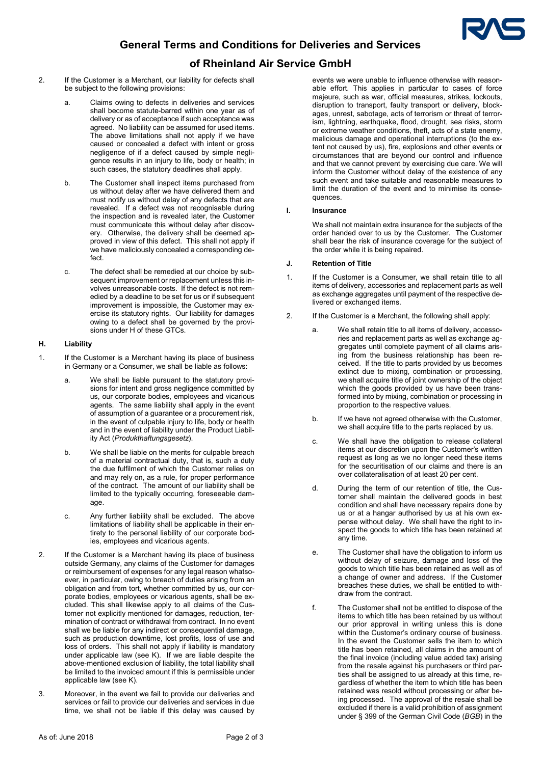2. If the Customer is a Merchant, our liability for defects shall be subject to the following provisions:

   a. Claims owing to defects in deliveries and services shall become statute-barred within one year as of delivery or as of acceptance if such acceptance was agreed. No liability can be assumed for used items. The above limitations shall not apply if we have caused or concealed a defect with intent or gross negligence of if a defect caused by simple negligence results in an injury to life, body or health; in such cases, the statutory deadlines shall apply.

   b. The Customer shall inspect items purchased from us without delay after we have delivered them and must notify us without delay of any defects that are revealed. If a defect was not recognisable during the inspection and is revealed later, the Customer must communicate this without delay after discovery. Otherwise, the delivery shall be deemed approved in view of this defect. This shall not apply if we have maliciously concealed a corresponding defect.

   c. The defect shall be remedied at our choice by subsequent improvement or replacement unless this involves unreasonable costs. If the defect is not remedied by a deadline to be set for us or if subsequent improvement is impossible, the Customer may exercise its statutory rights. Our liability for damages owing to a defect shall be governed by the provisions under H of these GTCs.

## H. Liability

1. If the Customer is a Merchant having its place of business in Germany or a Consumer, we shall be liable as follows:

   a. We shall be liable pursuant to the statutory provisions for intent and gross negligence committed by us, our corporate bodies, employees and vicarious agents. The same liability shall apply in the event of assumption of a guarantee or a procurement risk, in the event of culpable injury to life, body or health and in the event of liability under the Product Liability Act (*Produkthaftungsgesetz*).

   b. We shall be liable on the merits for culpable breach of a material contractual duty, that is, such a duty the due fulfilment of which the Customer relies on and may rely on, as a rule, for proper performance of the contract. The amount of our liability shall be limited to the typically occurring, foreseeable damage.

   c. Any further liability shall be excluded. The above limitations of liability shall be applicable in their entirety to the personal liability of our corporate bodies, employees and vicarious agents.

2. If the Customer is a Merchant having its place of business outside Germany, any claims of the Customer for damages or reimbursement of expenses for any legal reason whatsoever, in particular, owing to breach of duties arising from an obligation and from tort, whether committed by us, our corporate bodies, employees or vicarious agents, shall be excluded. This shall likewise apply to all claims of the Customer not explicitly mentioned for damages, reduction, termination of contract or withdrawal from contract. In no event shall we be liable for any indirect or consequential damage, such as production downtime, lost profits, loss of use and loss of orders. This shall not apply if liability is mandatory under applicable law (see K). If we are liable despite the above-mentioned exclusion of liability, the total liability shall be limited to the invoiced amount if this is permissible under applicable law (see K).

3. Moreover, in the event we fail to provide our deliveries and services or fail to provide our deliveries and services in due time, we shall not be liable if this delay was caused by events we were unable to influence otherwise with reasonable effort. This applies in particular to cases of force majeure, such as war, official measures, strikes, lockouts, disruption to transport, faulty transport or delivery, blockages, unrest, sabotage, acts of terrorism or threat of terrorism, lightning, earthquake, flood, drought, sea risks, storm or extreme weather conditions, theft, acts of a state enemy, malicious damage and operational interruptions (to the extent not caused by us), fire, explosions and other events or circumstances that are beyond our control and influence and that we cannot prevent by exercising due care. We will inform the Customer without delay of the existence of any such event and take suitable and reasonable measures to limit the duration of the event and to minimise its consequences.

## I. Insurance

We shall not maintain extra insurance for the subjects of the order handed over to us by the Customer. The Customer shall bear the risk of insurance coverage for the subject of the order while it is being repaired.

## J. Retention of Title

1. If the Customer is a Consumer, we shall retain title to all items of delivery, accessories and replacement parts as well as exchange aggregates until payment of the respective delivered or exchanged items.

2. If the Customer is a Merchant, the following shall apply:

   a. We shall retain title to all items of delivery, accessories and replacement parts as well as exchange aggregates until complete payment of all claims arising from the business relationship has been received. If the title to parts provided by us becomes extinct due to mixing, combination or processing, we shall acquire title of joint ownership of the object which the goods provided by us have been transformed into by mixing, combination or processing in proportion to the respective values.

   b. If we have not agreed otherwise with the Customer, we shall acquire title to the parts replaced by us.

   c. We shall have the obligation to release collateral items at our discretion upon the Customer's written request as long as we no longer need these items for the securitisation of our claims and there is an over collateralisation of at least 20 per cent.

   d. During the term of our retention of title, the Customer shall maintain the delivered goods in best condition and shall have necessary repairs done by us or at a hangar authorised by us at his own expense without delay. We shall have the right to inspect the goods to which title has been retained at any time.

   e. The Customer shall have the obligation to inform us without delay of seizure, damage and loss of the goods to which title has been retained as well as of a change of owner and address. If the Customer breaches these duties, we shall be entitled to withdraw from the contract.

   f. The Customer shall not be entitled to dispose of the items to which title has been retained by us without our prior approval in writing unless this is done within the Customer's ordinary course of business. In the event the Customer sells the item to which title has been retained, all claims in the amount of the final invoice (including value added tax) arising from the resale against his purchasers or third parties shall be assigned to us already at this time, regardless of whether the item to which title has been retained was resold without processing or after being processed. The approval of the resale shall be excluded if there is a valid prohibition of assignment under § 399 of the German Civil Code (*BGB*) in the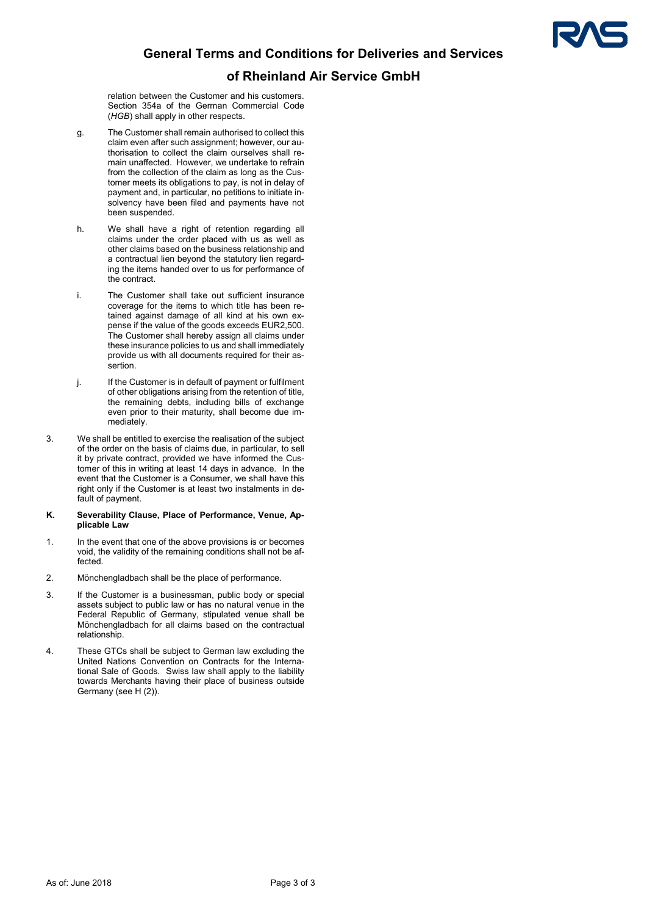relation between the Customer and his customers. Section 354a of the German Commercial Code (*HGB*) shall apply in other respects.

g. The Customer shall remain authorised to collect this claim even after such assignment; however, our authorisation to collect the claim ourselves shall remain unaffected. However, we undertake to refrain from the collection of the claim as long as the Customer meets its obligations to pay, is not in delay of payment and, in particular, no petitions to initiate insolvency have been filed and payments have not been suspended.

h. We shall have a right of retention regarding all claims under the order placed with us as well as other claims based on the business relationship and a contractual lien beyond the statutory lien regarding the items handed over to us for performance of the contract.

i. The Customer shall take out sufficient insurance coverage for the items to which title has been retained against damage of all kind at his own expense if the value of the goods exceeds EUR2,500. The Customer shall hereby assign all claims under these insurance policies to us and shall immediately provide us with all documents required for their assertion.

j. If the Customer is in default of payment or fulfilment of other obligations arising from the retention of title, the remaining debts, including bills of exchange even prior to their maturity, shall become due immediately.

3. We shall be entitled to exercise the realisation of the subject of the order on the basis of claims due, in particular, to sell it by private contract, provided we have informed the Customer of this in writing at least 14 days in advance. In the event that the Customer is a Consumer, we shall have this right only if the Customer is at least two instalments in default of payment.

**K. Severability Clause, Place of Performance, Venue, Applicable Law**

1. In the event that one of the above provisions is or becomes void, the validity of the remaining conditions shall not be affected.

2. Mönchengladbach shall be the place of performance.

3. If the Customer is a businessman, public body or special assets subject to public law or has no natural venue in the Federal Republic of Germany, stipulated venue shall be Mönchengladbach for all claims based on the contractual relationship.

4. These GTCs shall be subject to German law excluding the United Nations Convention on Contracts for the International Sale of Goods. Swiss law shall apply to the liability towards Merchants having their place of business outside Germany (see H (2)).